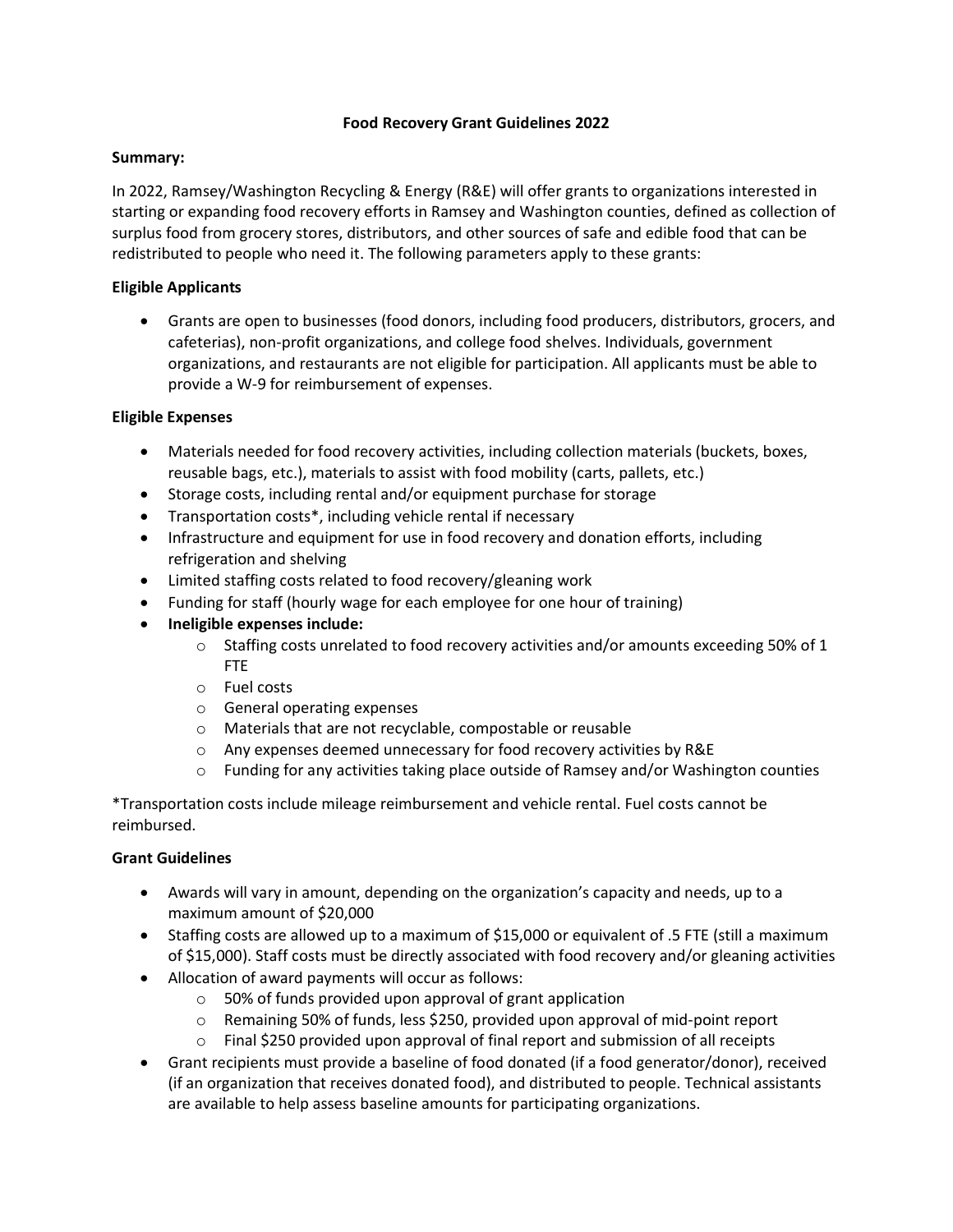# Food Recovery Grant Guidelines 2022

**Summary:**

In 2022, Ramsey/Washington Recycling & Energy (R&E) will offer grants to organizations interested in starting or expanding food recovery efforts in Ramsey and Washington counties, defined as collection of surplus food from grocery stores, distributors, and other sources of safe and edible food that can be redistributed to people who need it. The following parameters apply to these grants:

**Eligible Applicants**

- Grants are open to businesses (food donors, including food producers, distributors, grocers, and cafeterias), non-profit organizations, and college food shelves. Individuals, government organizations, and restaurants are not eligible for participation. All applicants must be able to provide a W-9 for reimbursement of expenses.

**Eligible Expenses**

- Materials needed for food recovery activities, including collection materials (buckets, boxes, reusable bags, etc.), materials to assist with food mobility (carts, pallets, etc.)
- Storage costs, including rental and/or equipment purchase for storage
- Transportation costs*, including vehicle rental if necessary
- Infrastructure and equipment for use in food recovery and donation efforts, including refrigeration and shelving
- Limited staffing costs related to food recovery/gleaning work
- Funding for staff (hourly wage for each employee for one hour of training)
- **Ineligible expenses include:**
  - Staffing costs unrelated to food recovery activities and/or amounts exceeding 50% of 1 FTE
  - Fuel costs
  - General operating expenses
  - Materials that are not recyclable, compostable or reusable
  - Any expenses deemed unnecessary for food recovery activities by R&E
  - Funding for any activities taking place outside of Ramsey and/or Washington counties

*Transportation costs include mileage reimbursement and vehicle rental. Fuel costs cannot be reimbursed.

**Grant Guidelines**

- Awards will vary in amount, depending on the organization's capacity and needs, up to a maximum amount of $20,000
- Staffing costs are allowed up to a maximum of $15,000 or equivalent of .5 FTE (still a maximum of $15,000). Staff costs must be directly associated with food recovery and/or gleaning activities
- Allocation of award payments will occur as follows:
  - 50% of funds provided upon approval of grant application
  - Remaining 50% of funds, less $250, provided upon approval of mid-point report
  - Final $250 provided upon approval of final report and submission of all receipts
- Grant recipients must provide a baseline of food donated (if a food generator/donor), received (if an organization that receives donated food), and distributed to people. Technical assistants are available to help assess baseline amounts for participating organizations.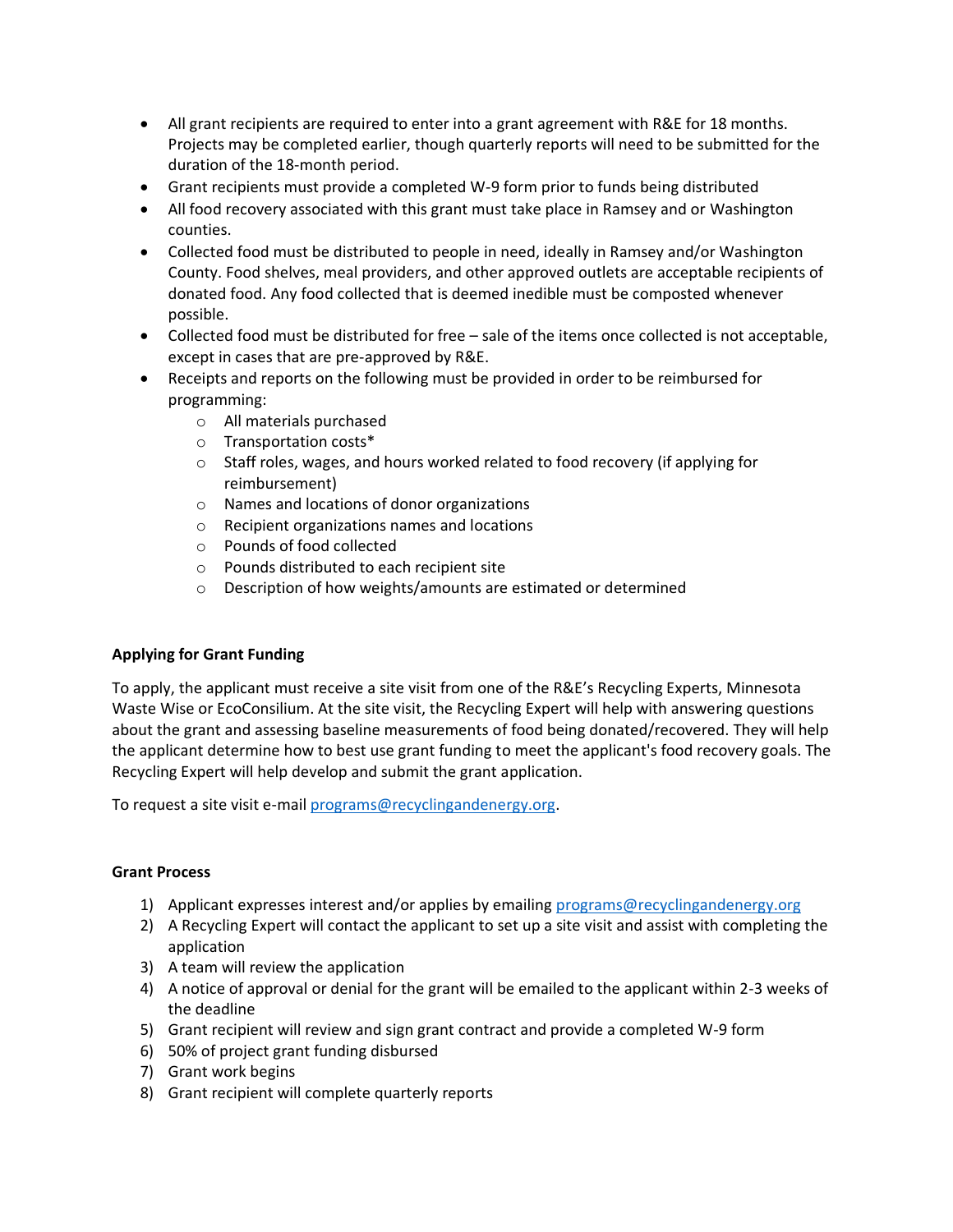- All grant recipients are required to enter into a grant agreement with R&E for 18 months. Projects may be completed earlier, though quarterly reports will need to be submitted for the duration of the 18-month period.
- Grant recipients must provide a completed W-9 form prior to funds being distributed
- All food recovery associated with this grant must take place in Ramsey and or Washington counties.
- Collected food must be distributed to people in need, ideally in Ramsey and/or Washington County. Food shelves, meal providers, and other approved outlets are acceptable recipients of donated food. Any food collected that is deemed inedible must be composted whenever possible.
- Collected food must be distributed for free – sale of the items once collected is not acceptable, except in cases that are pre-approved by R&E.
- Receipts and reports on the following must be provided in order to be reimbursed for programming:
  - All materials purchased
  - Transportation costs*
  - Staff roles, wages, and hours worked related to food recovery (if applying for reimbursement)
  - Names and locations of donor organizations
  - Recipient organizations names and locations
  - Pounds of food collected
  - Pounds distributed to each recipient site
  - Description of how weights/amounts are estimated or determined

**Applying for Grant Funding**

To apply, the applicant must receive a site visit from one of the R&E's Recycling Experts, Minnesota Waste Wise or EcoConsilium. At the site visit, the Recycling Expert will help with answering questions about the grant and assessing baseline measurements of food being donated/recovered. They will help the applicant determine how to best use grant funding to meet the applicant's food recovery goals. The Recycling Expert will help develop and submit the grant application.

To request a site visit e-mail [programs@recyclingandenergy.org](mailto:programs@recyclingandenergy.org).

**Grant Process**

1) Applicant expresses interest and/or applies by emailing [programs@recyclingandenergy.org](mailto:programs@recyclingandenergy.org)
2) A Recycling Expert will contact the applicant to set up a site visit and assist with completing the application
3) A team will review the application
4) A notice of approval or denial for the grant will be emailed to the applicant within 2-3 weeks of the deadline
5) Grant recipient will review and sign grant contract and provide a completed W-9 form
6) 50% of project grant funding disbursed
7) Grant work begins
8) Grant recipient will complete quarterly reports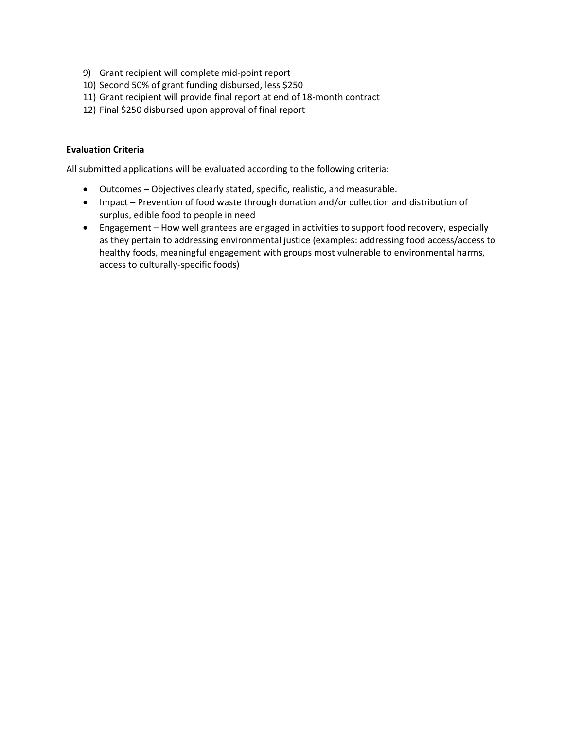9) Grant recipient will complete mid-point report
10) Second 50% of grant funding disbursed, less $250
11) Grant recipient will provide final report at end of 18-month contract
12) Final $250 disbursed upon approval of final report

**Evaluation Criteria**

All submitted applications will be evaluated according to the following criteria:

- Outcomes – Objectives clearly stated, specific, realistic, and measurable.
- Impact – Prevention of food waste through donation and/or collection and distribution of surplus, edible food to people in need
- Engagement – How well grantees are engaged in activities to support food recovery, especially as they pertain to addressing environmental justice (examples: addressing food access/access to healthy foods, meaningful engagement with groups most vulnerable to environmental harms, access to culturally-specific foods)